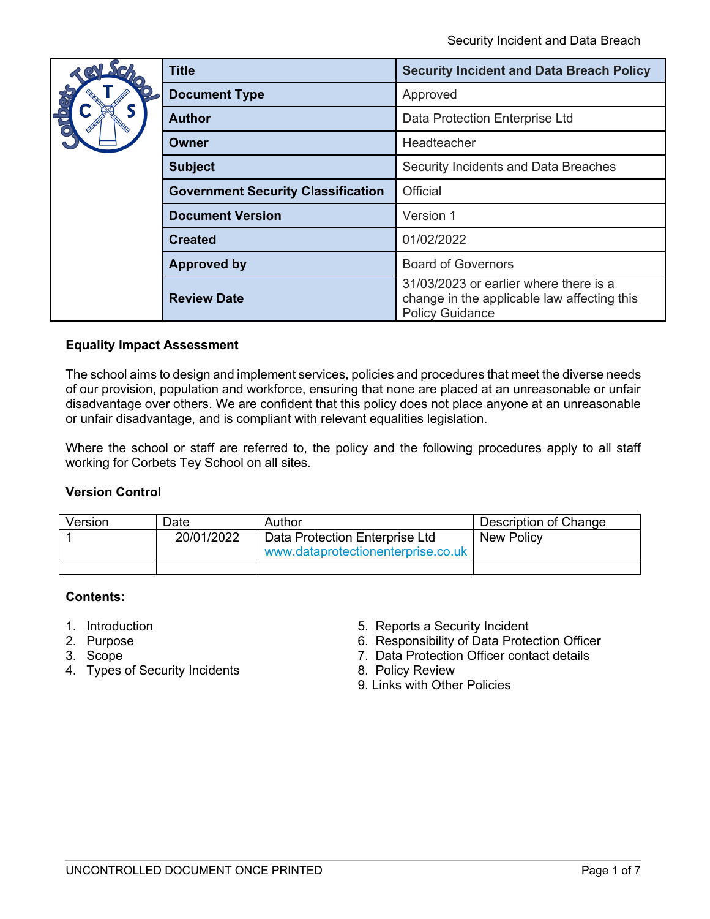| | | |
|---|---|---|
| | **Title** | **Security Incident and Data Breach Policy** |
| | **Document Type** | Approved |
| | **Author** | Data Protection Enterprise Ltd |
| | **Owner** | Headteacher |
| | **Subject** | Security Incidents and Data Breaches |
| | **Government Security Classification** | Official |
| | **Document Version** | Version 1 |
| | **Created** | 01/02/2022 |
| | **Approved by** | Board of Governors |
| | **Review Date** | 31/03/2023 or earlier where there is a change in the applicable law affecting this Policy Guidance |

**Equality Impact Assessment**

The school aims to design and implement services, policies and procedures that meet the diverse needs of our provision, population and workforce, ensuring that none are placed at an unreasonable or unfair disadvantage over others. We are confident that this policy does not place anyone at an unreasonable or unfair disadvantage, and is compliant with relevant equalities legislation.

Where the school or staff are referred to, the policy and the following procedures apply to all staff working for Corbets Tey School on all sites.

**Version Control**

| Version | Date | Author | Description of Change |
|---|---|---|---|
| 1 | 20/01/2022 | Data Protection Enterprise Ltd www.dataprotectionenterprise.co.uk | New Policy |
| | | | |

**Contents:**

1. Introduction
2. Purpose
3. Scope
4. Types of Security Incidents
5. Reports a Security Incident
6. Responsibility of Data Protection Officer
7. Data Protection Officer contact details
8. Policy Review
9. Links with Other Policies

UNCONTROLLED DOCUMENT ONCE PRINTED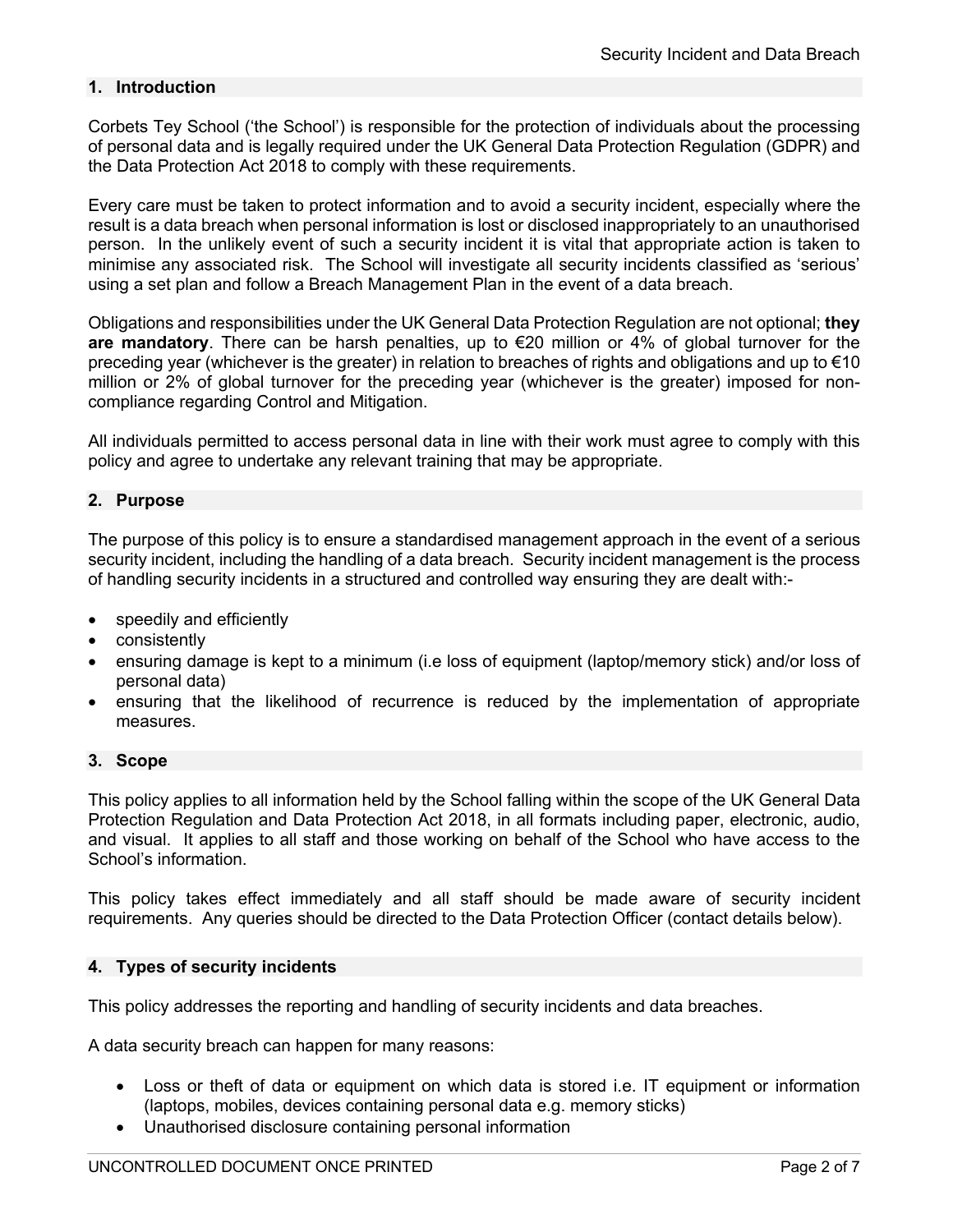## 1. Introduction

Corbets Tey School ('the School') is responsible for the protection of individuals about the processing of personal data and is legally required under the UK General Data Protection Regulation (GDPR) and the Data Protection Act 2018 to comply with these requirements.

Every care must be taken to protect information and to avoid a security incident, especially where the result is a data breach when personal information is lost or disclosed inappropriately to an unauthorised person. In the unlikely event of such a security incident it is vital that appropriate action is taken to minimise any associated risk. The School will investigate all security incidents classified as 'serious' using a set plan and follow a Breach Management Plan in the event of a data breach.

Obligations and responsibilities under the UK General Data Protection Regulation are not optional; **they are mandatory**. There can be harsh penalties, up to €20 million or 4% of global turnover for the preceding year (whichever is the greater) in relation to breaches of rights and obligations and up to €10 million or 2% of global turnover for the preceding year (whichever is the greater) imposed for non-compliance regarding Control and Mitigation.

All individuals permitted to access personal data in line with their work must agree to comply with this policy and agree to undertake any relevant training that may be appropriate.

## 2. Purpose

The purpose of this policy is to ensure a standardised management approach in the event of a serious security incident, including the handling of a data breach. Security incident management is the process of handling security incidents in a structured and controlled way ensuring they are dealt with:-

- speedily and efficiently
- consistently
- ensuring damage is kept to a minimum (i.e loss of equipment (laptop/memory stick) and/or loss of personal data)
- ensuring that the likelihood of recurrence is reduced by the implementation of appropriate measures.

## 3. Scope

This policy applies to all information held by the School falling within the scope of the UK General Data Protection Regulation and Data Protection Act 2018, in all formats including paper, electronic, audio, and visual. It applies to all staff and those working on behalf of the School who have access to the School's information.

This policy takes effect immediately and all staff should be made aware of security incident requirements. Any queries should be directed to the Data Protection Officer (contact details below).

## 4. Types of security incidents

This policy addresses the reporting and handling of security incidents and data breaches.

A data security breach can happen for many reasons:

- Loss or theft of data or equipment on which data is stored i.e. IT equipment or information (laptops, mobiles, devices containing personal data e.g. memory sticks)
- Unauthorised disclosure containing personal information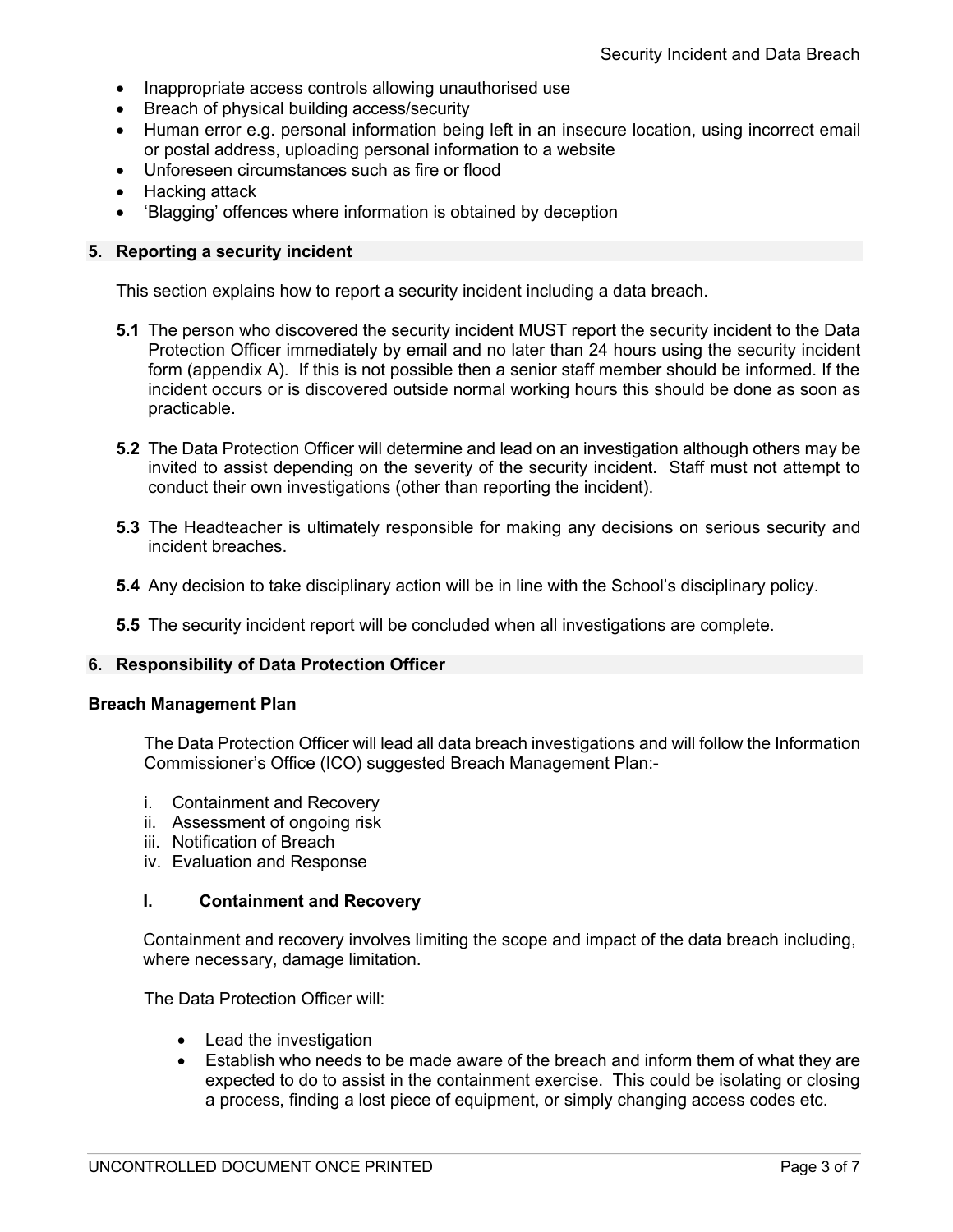- Inappropriate access controls allowing unauthorised use
- Breach of physical building access/security
- Human error e.g. personal information being left in an insecure location, using incorrect email or postal address, uploading personal information to a website
- Unforeseen circumstances such as fire or flood
- Hacking attack
- 'Blagging' offences where information is obtained by deception

## 5. Reporting a security incident

This section explains how to report a security incident including a data breach.

**5.1** The person who discovered the security incident MUST report the security incident to the Data Protection Officer immediately by email and no later than 24 hours using the security incident form (appendix A). If this is not possible then a senior staff member should be informed. If the incident occurs or is discovered outside normal working hours this should be done as soon as practicable.

**5.2** The Data Protection Officer will determine and lead on an investigation although others may be invited to assist depending on the severity of the security incident. Staff must not attempt to conduct their own investigations (other than reporting the incident).

**5.3** The Headteacher is ultimately responsible for making any decisions on serious security and incident breaches.

**5.4** Any decision to take disciplinary action will be in line with the School's disciplinary policy.

**5.5** The security incident report will be concluded when all investigations are complete.

## 6. Responsibility of Data Protection Officer

### Breach Management Plan

The Data Protection Officer will lead all data breach investigations and will follow the Information Commissioner's Office (ICO) suggested Breach Management Plan:-

i. Containment and Recovery
ii. Assessment of ongoing risk
iii. Notification of Breach
iv. Evaluation and Response

#### I. Containment and Recovery

Containment and recovery involves limiting the scope and impact of the data breach including, where necessary, damage limitation.

The Data Protection Officer will:

- Lead the investigation
- Establish who needs to be made aware of the breach and inform them of what they are expected to do to assist in the containment exercise. This could be isolating or closing a process, finding a lost piece of equipment, or simply changing access codes etc.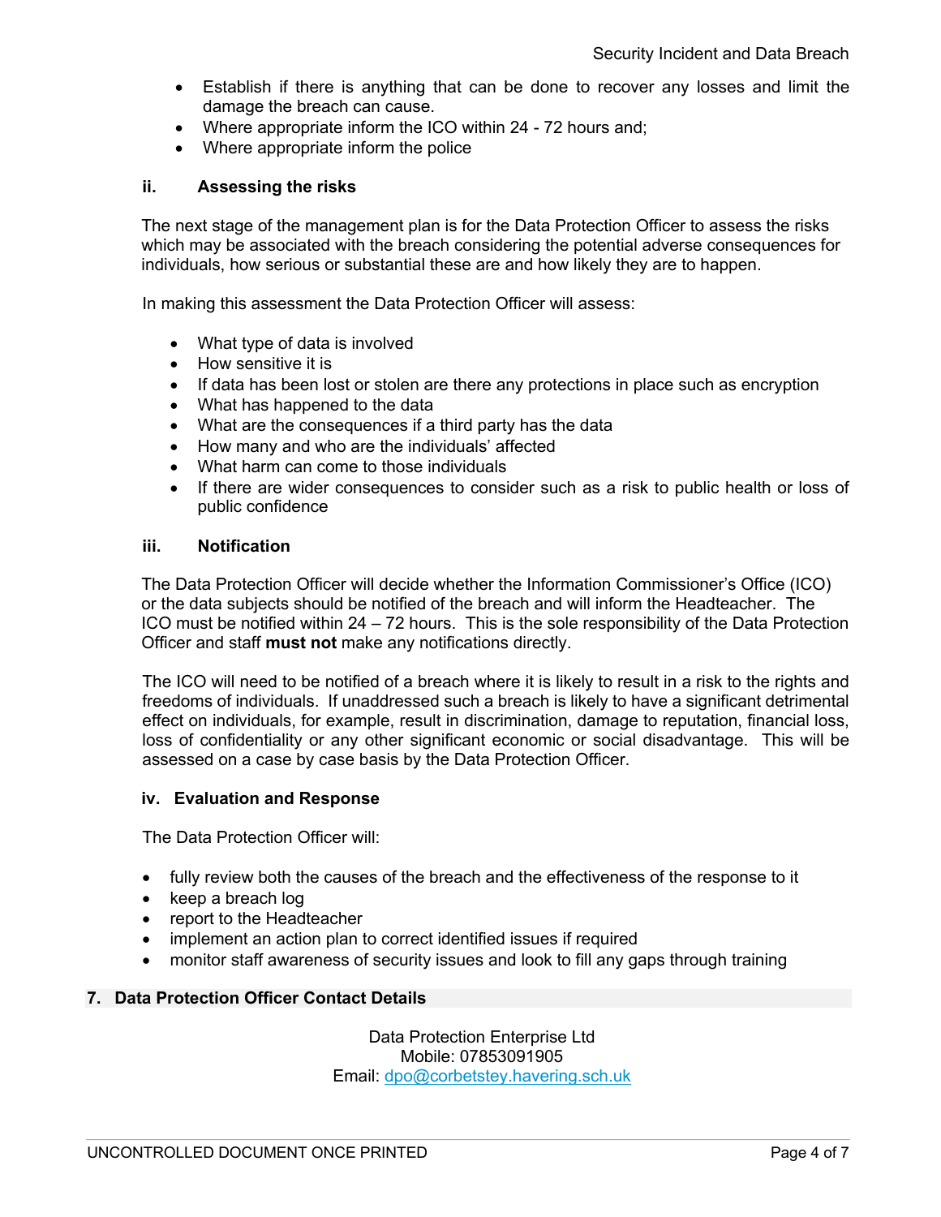- Establish if there is anything that can be done to recover any losses and limit the damage the breach can cause.
- Where appropriate inform the ICO within 24 - 72 hours and;
- Where appropriate inform the police

### ii. Assessing the risks

The next stage of the management plan is for the Data Protection Officer to assess the risks which may be associated with the breach considering the potential adverse consequences for individuals, how serious or substantial these are and how likely they are to happen.

In making this assessment the Data Protection Officer will assess:

- What type of data is involved
- How sensitive it is
- If data has been lost or stolen are there any protections in place such as encryption
- What has happened to the data
- What are the consequences if a third party has the data
- How many and who are the individuals' affected
- What harm can come to those individuals
- If there are wider consequences to consider such as a risk to public health or loss of public confidence

### iii. Notification

The Data Protection Officer will decide whether the Information Commissioner's Office (ICO) or the data subjects should be notified of the breach and will inform the Headteacher. The ICO must be notified within 24 – 72 hours. This is the sole responsibility of the Data Protection Officer and staff **must not** make any notifications directly.

The ICO will need to be notified of a breach where it is likely to result in a risk to the rights and freedoms of individuals. If unaddressed such a breach is likely to have a significant detrimental effect on individuals, for example, result in discrimination, damage to reputation, financial loss, loss of confidentiality or any other significant economic or social disadvantage. This will be assessed on a case by case basis by the Data Protection Officer.

### iv. Evaluation and Response

The Data Protection Officer will:

- fully review both the causes of the breach and the effectiveness of the response to it
- keep a breach log
- report to the Headteacher
- implement an action plan to correct identified issues if required
- monitor staff awareness of security issues and look to fill any gaps through training

## 7. Data Protection Officer Contact Details

Data Protection Enterprise Ltd
Mobile: 07853091905
Email: dpo@corbetstey.havering.sch.uk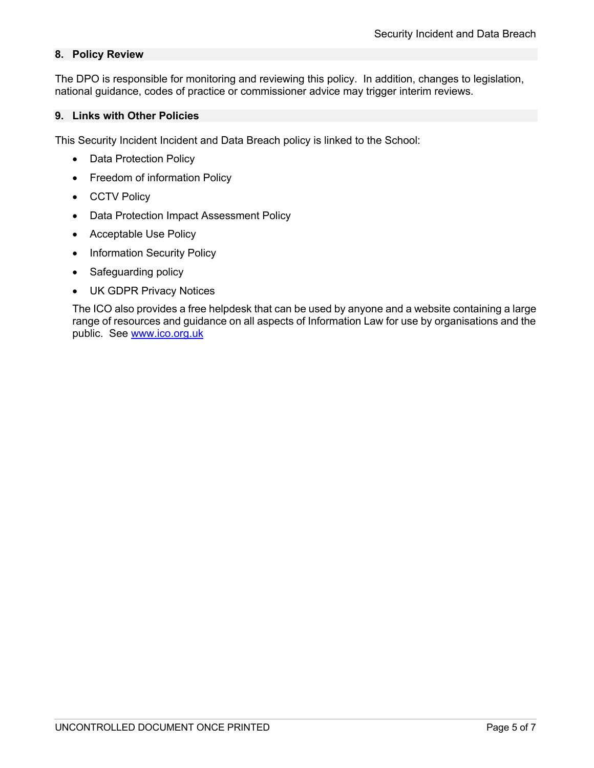## 8. Policy Review

The DPO is responsible for monitoring and reviewing this policy. In addition, changes to legislation, national guidance, codes of practice or commissioner advice may trigger interim reviews.

## 9. Links with Other Policies

This Security Incident Incident and Data Breach policy is linked to the School:

- Data Protection Policy
- Freedom of information Policy
- CCTV Policy
- Data Protection Impact Assessment Policy
- Acceptable Use Policy
- Information Security Policy
- Safeguarding policy
- UK GDPR Privacy Notices

The ICO also provides a free helpdesk that can be used by anyone and a website containing a large range of resources and guidance on all aspects of Information Law for use by organisations and the public. See [www.ico.org.uk](http://www.ico.org.uk)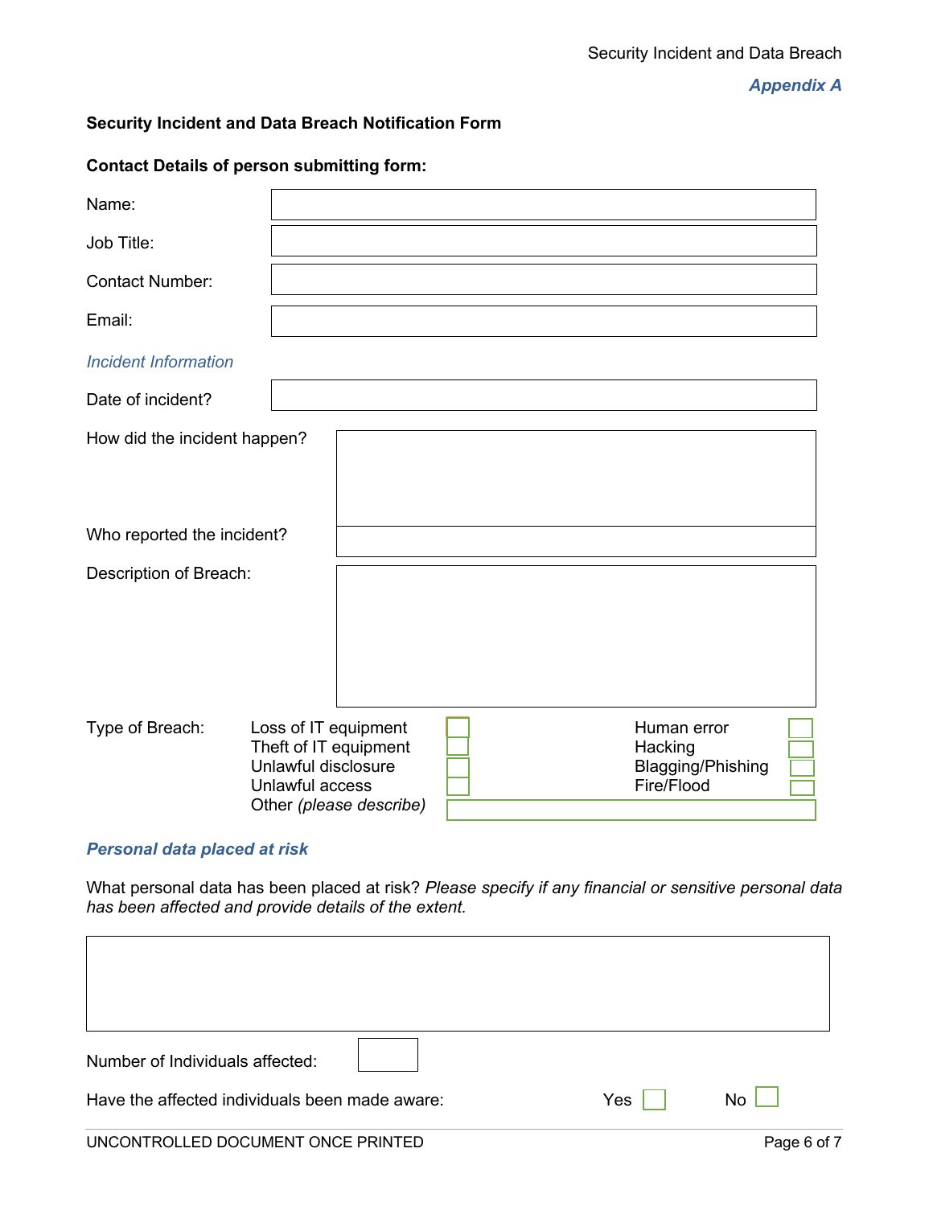## Appendix A

**Security Incident and Data Breach Notification Form**

**Contact Details of person submitting form:**

| | |
|---|---|
| Name: | |
| Job Title: | |
| Contact Number: | |
| Email: | |

*Incident Information*

| | |
|---|---|
| Date of incident? | |
| How did the incident happen? | |
| Who reported the incident? | |
| Description of Breach: | |

Type of Breach:

| | | | |
|---|---|---|---|
| Loss of IT equipment | ☐ | Human error | ☐ |
| Theft of IT equipment | ☐ | Hacking | ☐ |
| Unlawful disclosure | ☐ | Blagging/Phishing | ☐ |
| Unlawful access | ☐ | Fire/Flood | ☐ |
| Other *(please describe)* | | | |

***Personal data placed at risk***

What personal data has been placed at risk? *Please specify if any financial or sensitive personal data has been affected and provide details of the extent.*

| |
|---|
| |

Number of Individuals affected: ☐

Have the affected individuals been made aware: Yes ☐ No ☐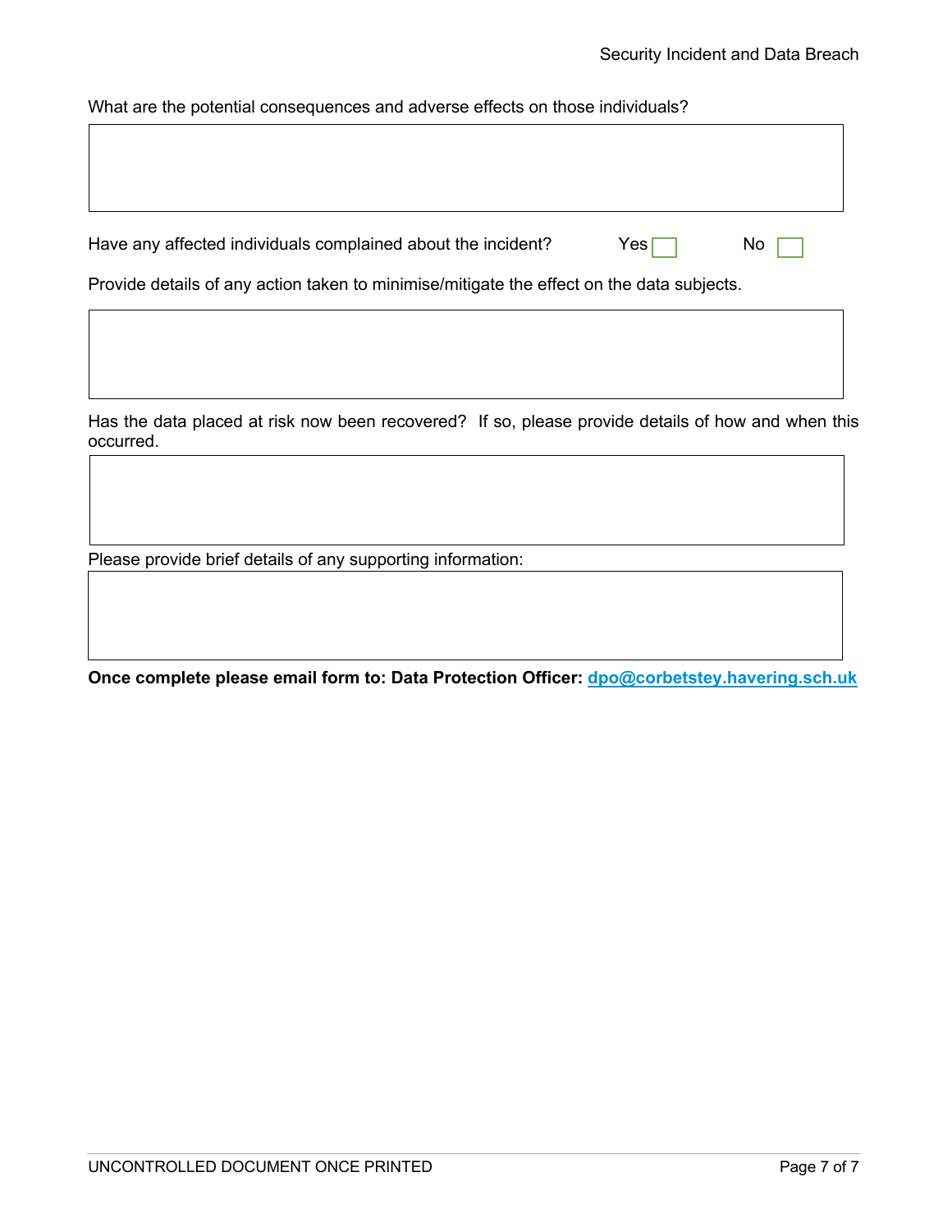What are the potential consequences and adverse effects on those individuals?

| |
|---|
| |

Have any affected individuals complained about the incident? Yes ☐ No ☐

Provide details of any action taken to minimise/mitigate the effect on the data subjects.

| |
|---|
| |

Has the data placed at risk now been recovered? If so, please provide details of how and when this occurred.

| |
|---|
| |

Please provide brief details of any supporting information:

| |
|---|
| |

**Once complete please email form to: Data Protection Officer: dpo@corbetstey.havering.sch.uk**

UNCONTROLLED DOCUMENT ONCE PRINTED